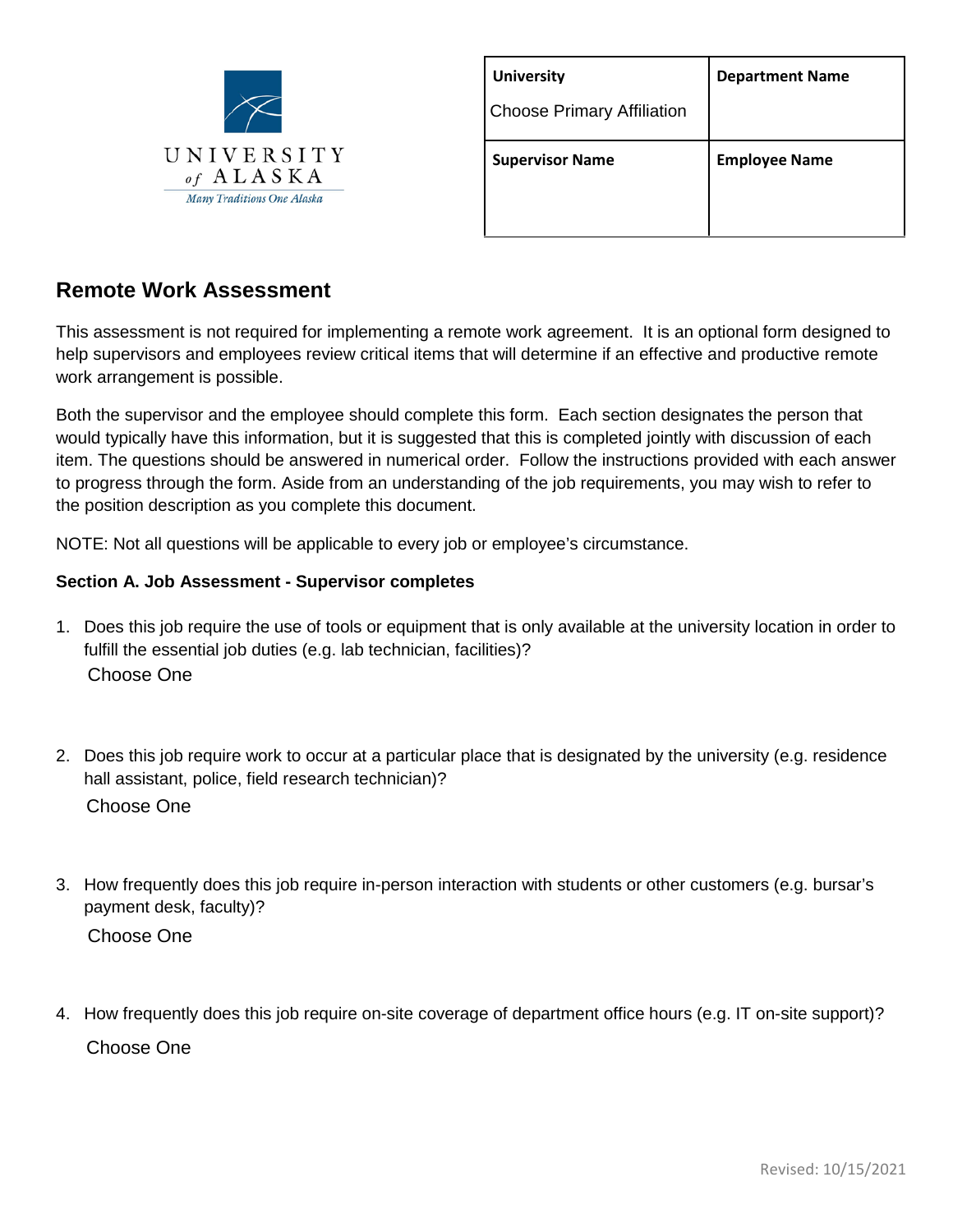UNIVERSITY of ALASKA
*Many Traditions One Alaska*

| University<br>Choose Primary Affiliation | Department Name |
|---|---|
| **Supervisor Name** | **Employee Name** |

## Remote Work Assessment

This assessment is not required for implementing a remote work agreement. It is an optional form designed to help supervisors and employees review critical items that will determine if an effective and productive remote work arrangement is possible.

Both the supervisor and the employee should complete this form. Each section designates the person that would typically have this information, but it is suggested that this is completed jointly with discussion of each item. The questions should be answered in numerical order. Follow the instructions provided with each answer to progress through the form. Aside from an understanding of the job requirements, you may wish to refer to the position description as you complete this document.

NOTE: Not all questions will be applicable to every job or employee's circumstance.

**Section A. Job Assessment - Supervisor completes**

1. Does this job require the use of tools or equipment that is only available at the university location in order to fulfill the essential job duties (e.g. lab technician, facilities)?

   Choose One

2. Does this job require work to occur at a particular place that is designated by the university (e.g. residence hall assistant, police, field research technician)?

   Choose One

3. How frequently does this job require in-person interaction with students or other customers (e.g. bursar's payment desk, faculty)?

   Choose One

4. How frequently does this job require on-site coverage of department office hours (e.g. IT on-site support)?

   Choose One

Revised: 10/15/2021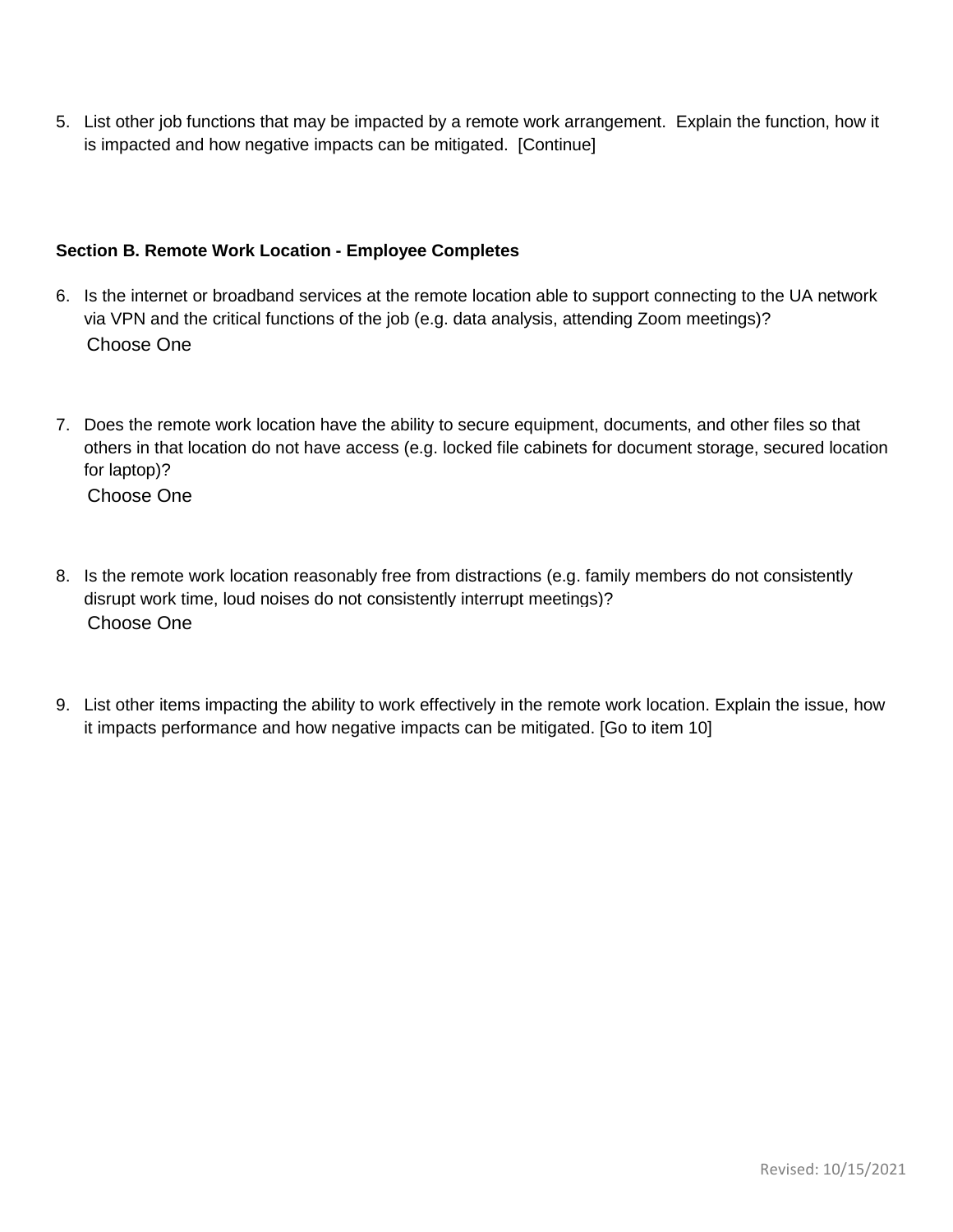5. List other job functions that may be impacted by a remote work arrangement. Explain the function, how it is impacted and how negative impacts can be mitigated. [Continue]

**Section B. Remote Work Location - Employee Completes**

6. Is the internet or broadband services at the remote location able to support connecting to the UA network via VPN and the critical functions of the job (e.g. data analysis, attending Zoom meetings)?

   Choose One

7. Does the remote work location have the ability to secure equipment, documents, and other files so that others in that location do not have access (e.g. locked file cabinets for document storage, secured location for laptop)?

   Choose One

8. Is the remote work location reasonably free from distractions (e.g. family members do not consistently disrupt work time, loud noises do not consistently interrupt meetings)?

   Choose One

9. List other items impacting the ability to work effectively in the remote work location. Explain the issue, how it impacts performance and how negative impacts can be mitigated. [Go to item 10]

Revised: 10/15/2021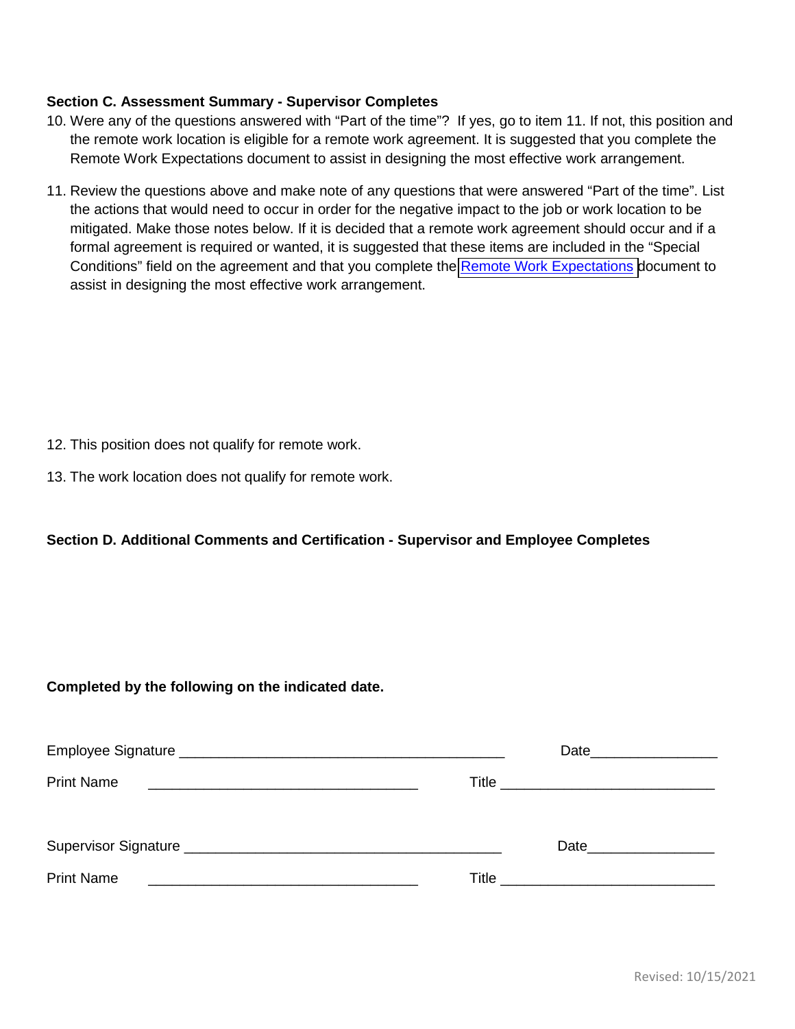**Section C. Assessment Summary - Supervisor Completes**

10. Were any of the questions answered with “Part of the time”? If yes, go to item 11. If not, this position and the remote work location is eligible for a remote work agreement. It is suggested that you complete the Remote Work Expectations document to assist in designing the most effective work arrangement.

11. Review the questions above and make note of any questions that were answered “Part of the time”. List the actions that would need to occur in order for the negative impact to the job or work location to be mitigated. Make those notes below. If it is decided that a remote work agreement should occur and if a formal agreement is required or wanted, it is suggested that these items are included in the “Special Conditions” field on the agreement and that you complete the Remote Work Expectations document to assist in designing the most effective work arrangement.

12. This position does not qualify for remote work.

13. The work location does not qualify for remote work.

**Section D. Additional Comments and Certification - Supervisor and Employee Completes**

**Completed by the following on the indicated date.**

Employee Signature _________________________________________ Date________________

Print Name __________________________________ Title ___________________________

Supervisor Signature _________________________________________ Date________________

Print Name __________________________________ Title ___________________________

Revised: 10/15/2021